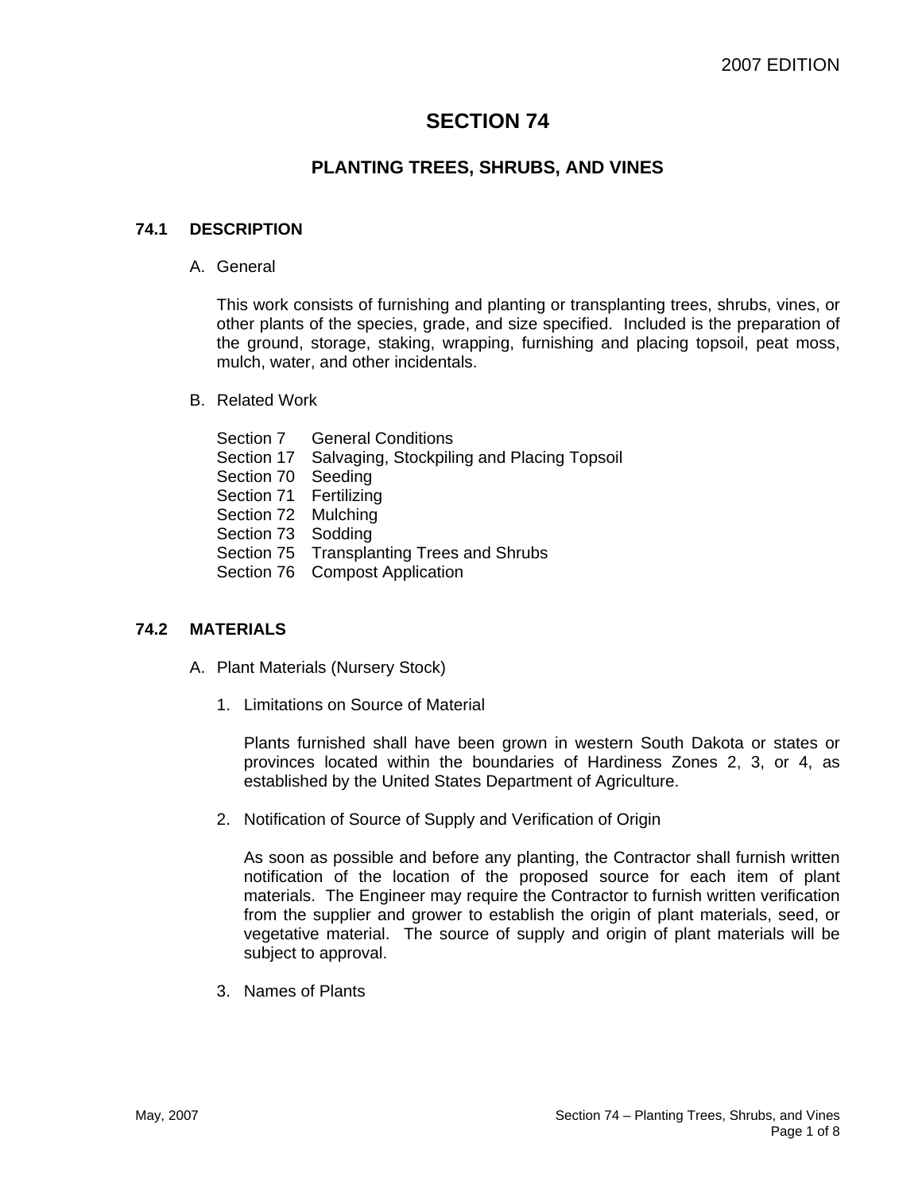2007 EDITION

# SECTION 74

## PLANTING TREES, SHRUBS, AND VINES

### 74.1 DESCRIPTION

A. General

This work consists of furnishing and planting or transplanting trees, shrubs, vines, or other plants of the species, grade, and size specified. Included is the preparation of the ground, storage, staking, wrapping, furnishing and placing topsoil, peat moss, mulch, water, and other incidentals.

B. Related Work

Section 7 General Conditions
Section 17 Salvaging, Stockpiling and Placing Topsoil
Section 70 Seeding
Section 71 Fertilizing
Section 72 Mulching
Section 73 Sodding
Section 75 Transplanting Trees and Shrubs
Section 76 Compost Application

### 74.2 MATERIALS

A. Plant Materials (Nursery Stock)

1. Limitations on Source of Material

   Plants furnished shall have been grown in western South Dakota or states or provinces located within the boundaries of Hardiness Zones 2, 3, or 4, as established by the United States Department of Agriculture.

2. Notification of Source of Supply and Verification of Origin

   As soon as possible and before any planting, the Contractor shall furnish written notification of the location of the proposed source for each item of plant materials. The Engineer may require the Contractor to furnish written verification from the supplier and grower to establish the origin of plant materials, seed, or vegetative material. The source of supply and origin of plant materials will be subject to approval.

3. Names of Plants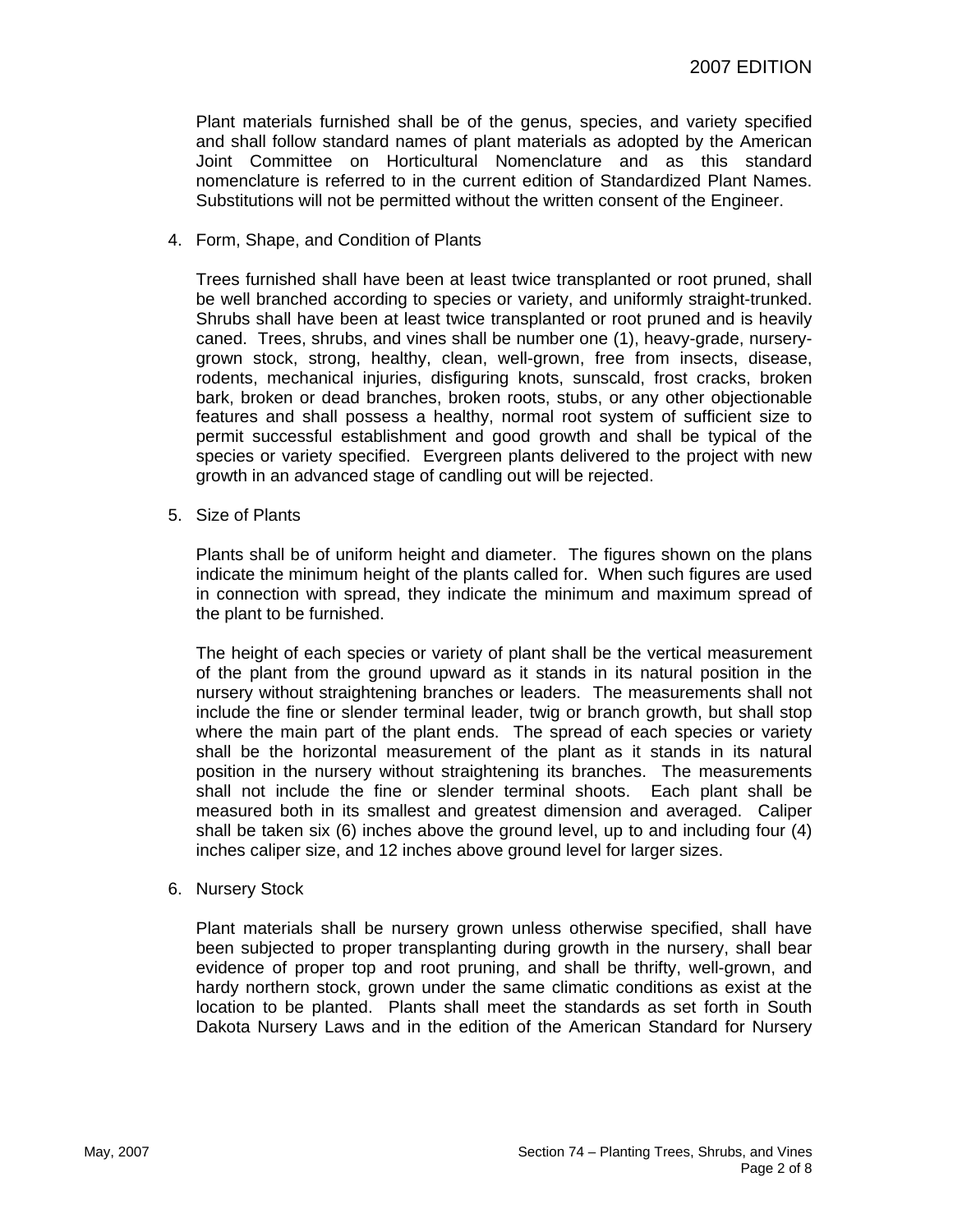Plant materials furnished shall be of the genus, species, and variety specified and shall follow standard names of plant materials as adopted by the American Joint Committee on Horticultural Nomenclature and as this standard nomenclature is referred to in the current edition of Standardized Plant Names. Substitutions will not be permitted without the written consent of the Engineer.

4. Form, Shape, and Condition of Plants

   Trees furnished shall have been at least twice transplanted or root pruned, shall be well branched according to species or variety, and uniformly straight-trunked. Shrubs shall have been at least twice transplanted or root pruned and is heavily caned. Trees, shrubs, and vines shall be number one (1), heavy-grade, nursery-grown stock, strong, healthy, clean, well-grown, free from insects, disease, rodents, mechanical injuries, disfiguring knots, sunscald, frost cracks, broken bark, broken or dead branches, broken roots, stubs, or any other objectionable features and shall possess a healthy, normal root system of sufficient size to permit successful establishment and good growth and shall be typical of the species or variety specified. Evergreen plants delivered to the project with new growth in an advanced stage of candling out will be rejected.

5. Size of Plants

   Plants shall be of uniform height and diameter. The figures shown on the plans indicate the minimum height of the plants called for. When such figures are used in connection with spread, they indicate the minimum and maximum spread of the plant to be furnished.

   The height of each species or variety of plant shall be the vertical measurement of the plant from the ground upward as it stands in its natural position in the nursery without straightening branches or leaders. The measurements shall not include the fine or slender terminal leader, twig or branch growth, but shall stop where the main part of the plant ends. The spread of each species or variety shall be the horizontal measurement of the plant as it stands in its natural position in the nursery without straightening its branches. The measurements shall not include the fine or slender terminal shoots. Each plant shall be measured both in its smallest and greatest dimension and averaged. Caliper shall be taken six (6) inches above the ground level, up to and including four (4) inches caliper size, and 12 inches above ground level for larger sizes.

6. Nursery Stock

   Plant materials shall be nursery grown unless otherwise specified, shall have been subjected to proper transplanting during growth in the nursery, shall bear evidence of proper top and root pruning, and shall be thrifty, well-grown, and hardy northern stock, grown under the same climatic conditions as exist at the location to be planted. Plants shall meet the standards as set forth in South Dakota Nursery Laws and in the edition of the American Standard for Nursery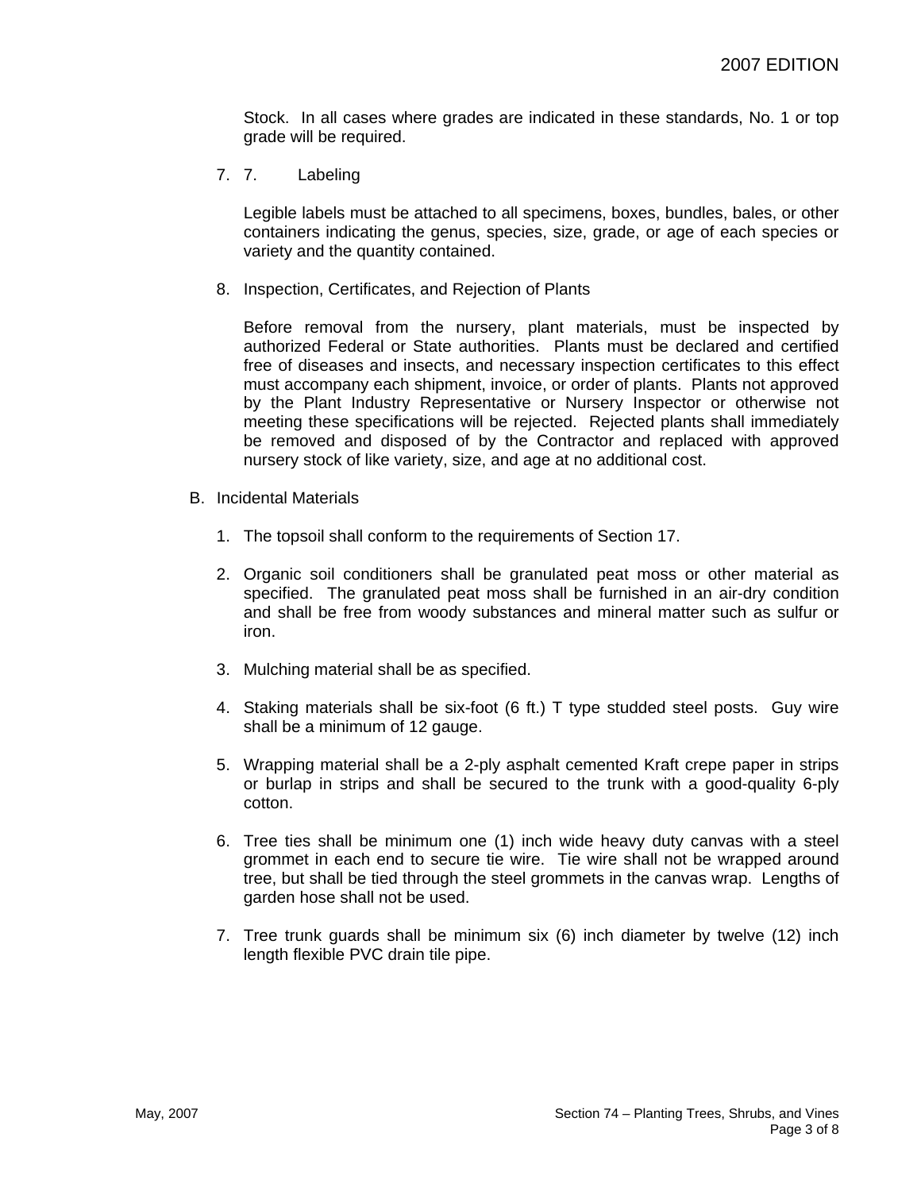Stock. In all cases where grades are indicated in these standards, No. 1 or top grade will be required.

7. 7. Labeling

   Legible labels must be attached to all specimens, boxes, bundles, bales, or other containers indicating the genus, species, size, grade, or age of each species or variety and the quantity contained.

8. Inspection, Certificates, and Rejection of Plants

   Before removal from the nursery, plant materials, must be inspected by authorized Federal or State authorities. Plants must be declared and certified free of diseases and insects, and necessary inspection certificates to this effect must accompany each shipment, invoice, or order of plants. Plants not approved by the Plant Industry Representative or Nursery Inspector or otherwise not meeting these specifications will be rejected. Rejected plants shall immediately be removed and disposed of by the Contractor and replaced with approved nursery stock of like variety, size, and age at no additional cost.

B. Incidental Materials

1. The topsoil shall conform to the requirements of Section 17.

2. Organic soil conditioners shall be granulated peat moss or other material as specified. The granulated peat moss shall be furnished in an air-dry condition and shall be free from woody substances and mineral matter such as sulfur or iron.

3. Mulching material shall be as specified.

4. Staking materials shall be six-foot (6 ft.) T type studded steel posts. Guy wire shall be a minimum of 12 gauge.

5. Wrapping material shall be a 2-ply asphalt cemented Kraft crepe paper in strips or burlap in strips and shall be secured to the trunk with a good-quality 6-ply cotton.

6. Tree ties shall be minimum one (1) inch wide heavy duty canvas with a steel grommet in each end to secure tie wire. Tie wire shall not be wrapped around tree, but shall be tied through the steel grommets in the canvas wrap. Lengths of garden hose shall not be used.

7. Tree trunk guards shall be minimum six (6) inch diameter by twelve (12) inch length flexible PVC drain tile pipe.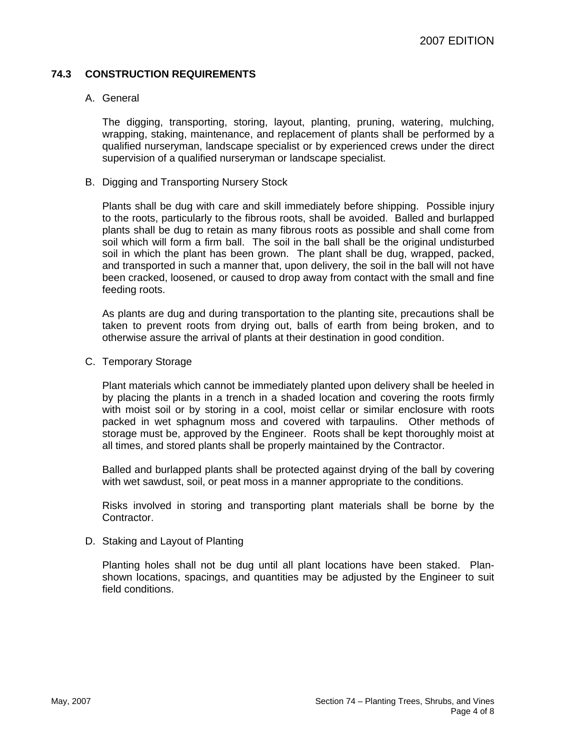## 74.3 CONSTRUCTION REQUIREMENTS

A. General

The digging, transporting, storing, layout, planting, pruning, watering, mulching, wrapping, staking, maintenance, and replacement of plants shall be performed by a qualified nurseryman, landscape specialist or by experienced crews under the direct supervision of a qualified nurseryman or landscape specialist.

B. Digging and Transporting Nursery Stock

Plants shall be dug with care and skill immediately before shipping. Possible injury to the roots, particularly to the fibrous roots, shall be avoided. Balled and burlapped plants shall be dug to retain as many fibrous roots as possible and shall come from soil which will form a firm ball. The soil in the ball shall be the original undisturbed soil in which the plant has been grown. The plant shall be dug, wrapped, packed, and transported in such a manner that, upon delivery, the soil in the ball will not have been cracked, loosened, or caused to drop away from contact with the small and fine feeding roots.

As plants are dug and during transportation to the planting site, precautions shall be taken to prevent roots from drying out, balls of earth from being broken, and to otherwise assure the arrival of plants at their destination in good condition.

C. Temporary Storage

Plant materials which cannot be immediately planted upon delivery shall be heeled in by placing the plants in a trench in a shaded location and covering the roots firmly with moist soil or by storing in a cool, moist cellar or similar enclosure with roots packed in wet sphagnum moss and covered with tarpaulins. Other methods of storage must be, approved by the Engineer. Roots shall be kept thoroughly moist at all times, and stored plants shall be properly maintained by the Contractor.

Balled and burlapped plants shall be protected against drying of the ball by covering with wet sawdust, soil, or peat moss in a manner appropriate to the conditions.

Risks involved in storing and transporting plant materials shall be borne by the Contractor.

D. Staking and Layout of Planting

Planting holes shall not be dug until all plant locations have been staked. Plan-shown locations, spacings, and quantities may be adjusted by the Engineer to suit field conditions.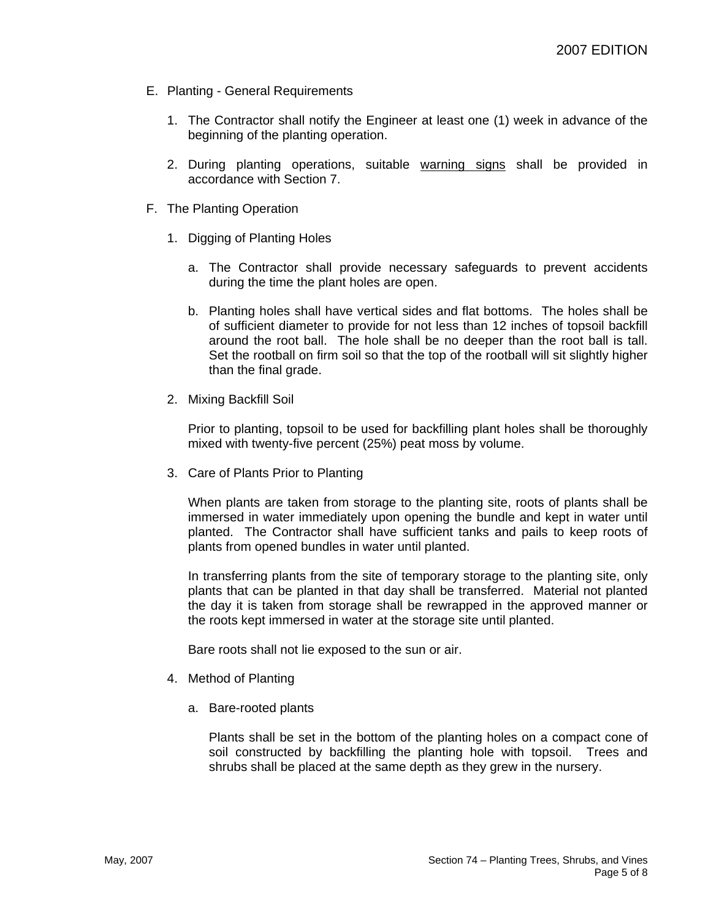E. Planting - General Requirements

1. The Contractor shall notify the Engineer at least one (1) week in advance of the beginning of the planting operation.

2. During planting operations, suitable <u>warning signs</u> shall be provided in accordance with Section 7.

F. The Planting Operation

1. Digging of Planting Holes

   a. The Contractor shall provide necessary safeguards to prevent accidents during the time the plant holes are open.

   b. Planting holes shall have vertical sides and flat bottoms. The holes shall be of sufficient diameter to provide for not less than 12 inches of topsoil backfill around the root ball. The hole shall be no deeper than the root ball is tall. Set the rootball on firm soil so that the top of the rootball will sit slightly higher than the final grade.

2. Mixing Backfill Soil

   Prior to planting, topsoil to be used for backfilling plant holes shall be thoroughly mixed with twenty-five percent (25%) peat moss by volume.

3. Care of Plants Prior to Planting

   When plants are taken from storage to the planting site, roots of plants shall be immersed in water immediately upon opening the bundle and kept in water until planted. The Contractor shall have sufficient tanks and pails to keep roots of plants from opened bundles in water until planted.

   In transferring plants from the site of temporary storage to the planting site, only plants that can be planted in that day shall be transferred. Material not planted the day it is taken from storage shall be rewrapped in the approved manner or the roots kept immersed in water at the storage site until planted.

   Bare roots shall not lie exposed to the sun or air.

4. Method of Planting

   a. Bare-rooted plants

      Plants shall be set in the bottom of the planting holes on a compact cone of soil constructed by backfilling the planting hole with topsoil. Trees and shrubs shall be placed at the same depth as they grew in the nursery.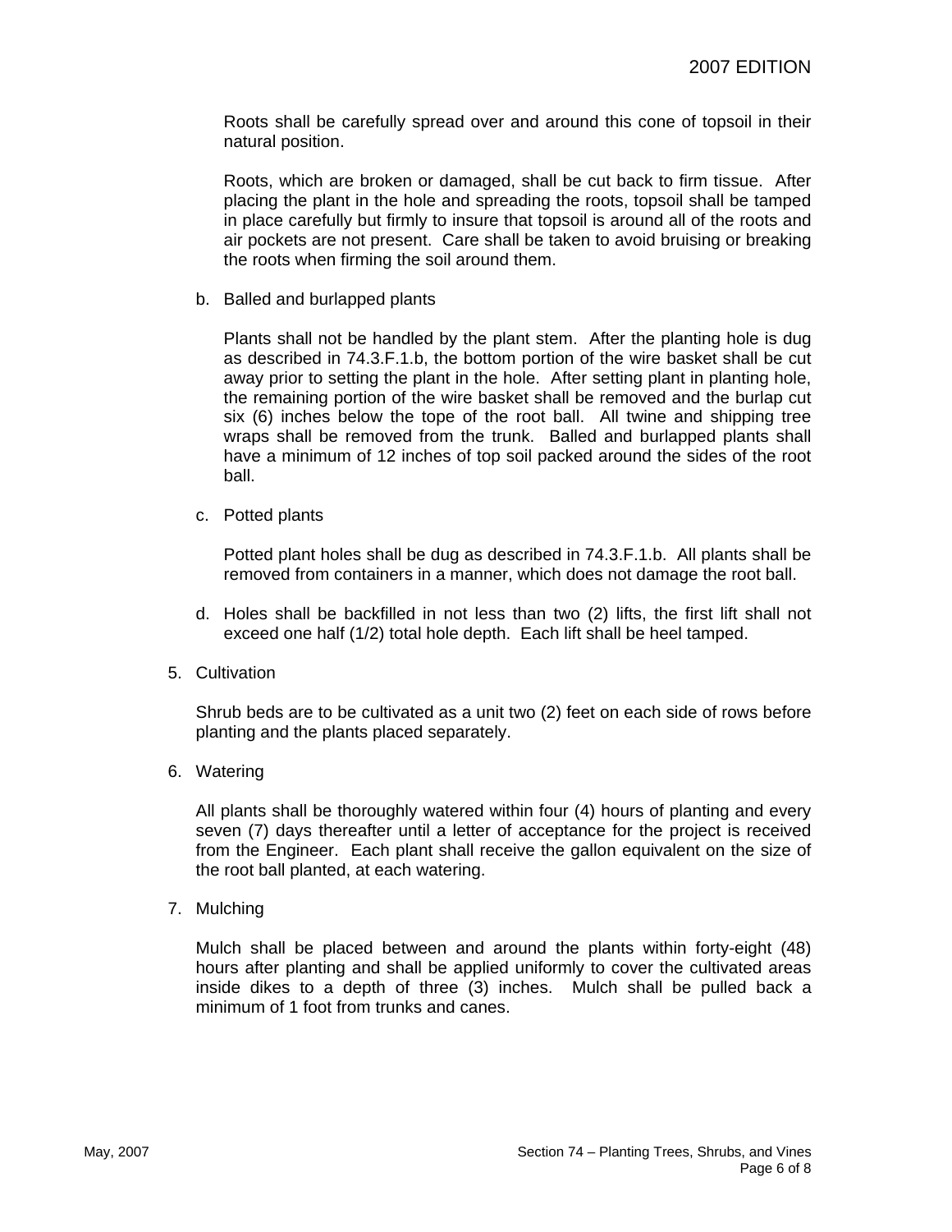Roots shall be carefully spread over and around this cone of topsoil in their natural position.

Roots, which are broken or damaged, shall be cut back to firm tissue. After placing the plant in the hole and spreading the roots, topsoil shall be tamped in place carefully but firmly to insure that topsoil is around all of the roots and air pockets are not present. Care shall be taken to avoid bruising or breaking the roots when firming the soil around them.

b. Balled and burlapped plants

   Plants shall not be handled by the plant stem. After the planting hole is dug as described in 74.3.F.1.b, the bottom portion of the wire basket shall be cut away prior to setting the plant in the hole. After setting plant in planting hole, the remaining portion of the wire basket shall be removed and the burlap cut six (6) inches below the tope of the root ball. All twine and shipping tree wraps shall be removed from the trunk. Balled and burlapped plants shall have a minimum of 12 inches of top soil packed around the sides of the root ball.

c. Potted plants

   Potted plant holes shall be dug as described in 74.3.F.1.b. All plants shall be removed from containers in a manner, which does not damage the root ball.

d. Holes shall be backfilled in not less than two (2) lifts, the first lift shall not exceed one half (1/2) total hole depth. Each lift shall be heel tamped.

5. Cultivation

   Shrub beds are to be cultivated as a unit two (2) feet on each side of rows before planting and the plants placed separately.

6. Watering

   All plants shall be thoroughly watered within four (4) hours of planting and every seven (7) days thereafter until a letter of acceptance for the project is received from the Engineer. Each plant shall receive the gallon equivalent on the size of the root ball planted, at each watering.

7. Mulching

   Mulch shall be placed between and around the plants within forty-eight (48) hours after planting and shall be applied uniformly to cover the cultivated areas inside dikes to a depth of three (3) inches. Mulch shall be pulled back a minimum of 1 foot from trunks and canes.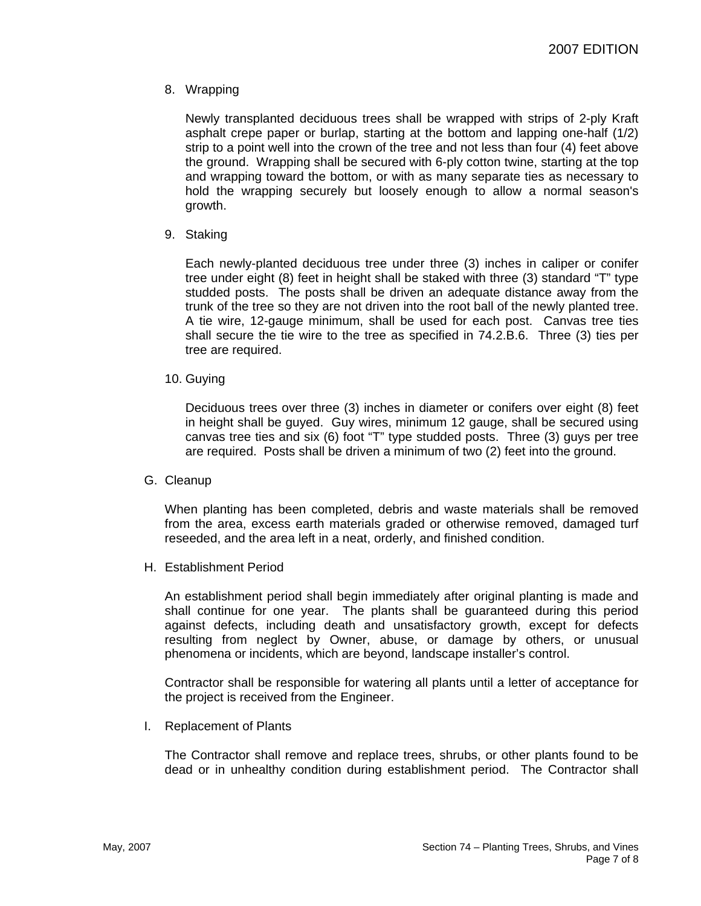8. Wrapping

   Newly transplanted deciduous trees shall be wrapped with strips of 2-ply Kraft asphalt crepe paper or burlap, starting at the bottom and lapping one-half (1/2) strip to a point well into the crown of the tree and not less than four (4) feet above the ground. Wrapping shall be secured with 6-ply cotton twine, starting at the top and wrapping toward the bottom, or with as many separate ties as necessary to hold the wrapping securely but loosely enough to allow a normal season's growth.

9. Staking

   Each newly-planted deciduous tree under three (3) inches in caliper or conifer tree under eight (8) feet in height shall be staked with three (3) standard “T” type studded posts. The posts shall be driven an adequate distance away from the trunk of the tree so they are not driven into the root ball of the newly planted tree. A tie wire, 12-gauge minimum, shall be used for each post. Canvas tree ties shall secure the tie wire to the tree as specified in 74.2.B.6. Three (3) ties per tree are required.

10. Guying

    Deciduous trees over three (3) inches in diameter or conifers over eight (8) feet in height shall be guyed. Guy wires, minimum 12 gauge, shall be secured using canvas tree ties and six (6) foot “T” type studded posts. Three (3) guys per tree are required. Posts shall be driven a minimum of two (2) feet into the ground.

G. Cleanup

When planting has been completed, debris and waste materials shall be removed from the area, excess earth materials graded or otherwise removed, damaged turf reseeded, and the area left in a neat, orderly, and finished condition.

H. Establishment Period

An establishment period shall begin immediately after original planting is made and shall continue for one year. The plants shall be guaranteed during this period against defects, including death and unsatisfactory growth, except for defects resulting from neglect by Owner, abuse, or damage by others, or unusual phenomena or incidents, which are beyond, landscape installer’s control.

Contractor shall be responsible for watering all plants until a letter of acceptance for the project is received from the Engineer.

I. Replacement of Plants

The Contractor shall remove and replace trees, shrubs, or other plants found to be dead or in unhealthy condition during establishment period. The Contractor shall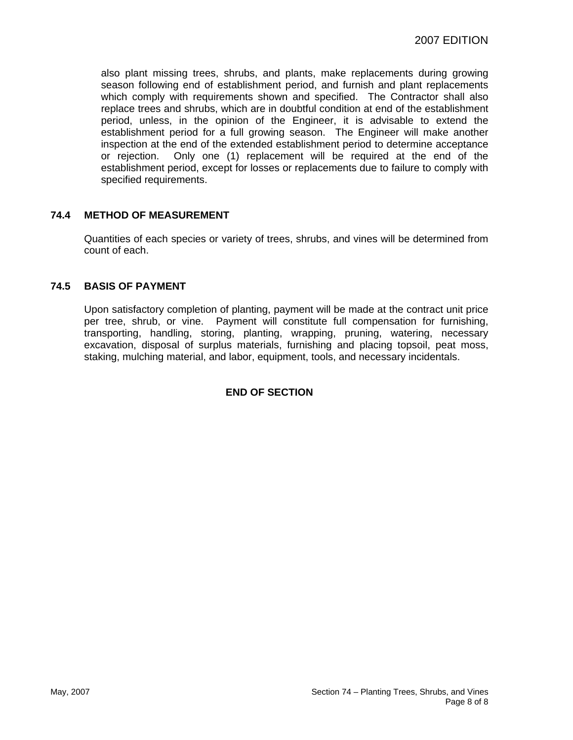also plant missing trees, shrubs, and plants, make replacements during growing season following end of establishment period, and furnish and plant replacements which comply with requirements shown and specified. The Contractor shall also replace trees and shrubs, which are in doubtful condition at end of the establishment period, unless, in the opinion of the Engineer, it is advisable to extend the establishment period for a full growing season. The Engineer will make another inspection at the end of the extended establishment period to determine acceptance or rejection. Only one (1) replacement will be required at the end of the establishment period, except for losses or replacements due to failure to comply with specified requirements.

## 74.4 METHOD OF MEASUREMENT

Quantities of each species or variety of trees, shrubs, and vines will be determined from count of each.

## 74.5 BASIS OF PAYMENT

Upon satisfactory completion of planting, payment will be made at the contract unit price per tree, shrub, or vine. Payment will constitute full compensation for furnishing, transporting, handling, storing, planting, wrapping, pruning, watering, necessary excavation, disposal of surplus materials, furnishing and placing topsoil, peat moss, staking, mulching material, and labor, equipment, tools, and necessary incidentals.

**END OF SECTION**